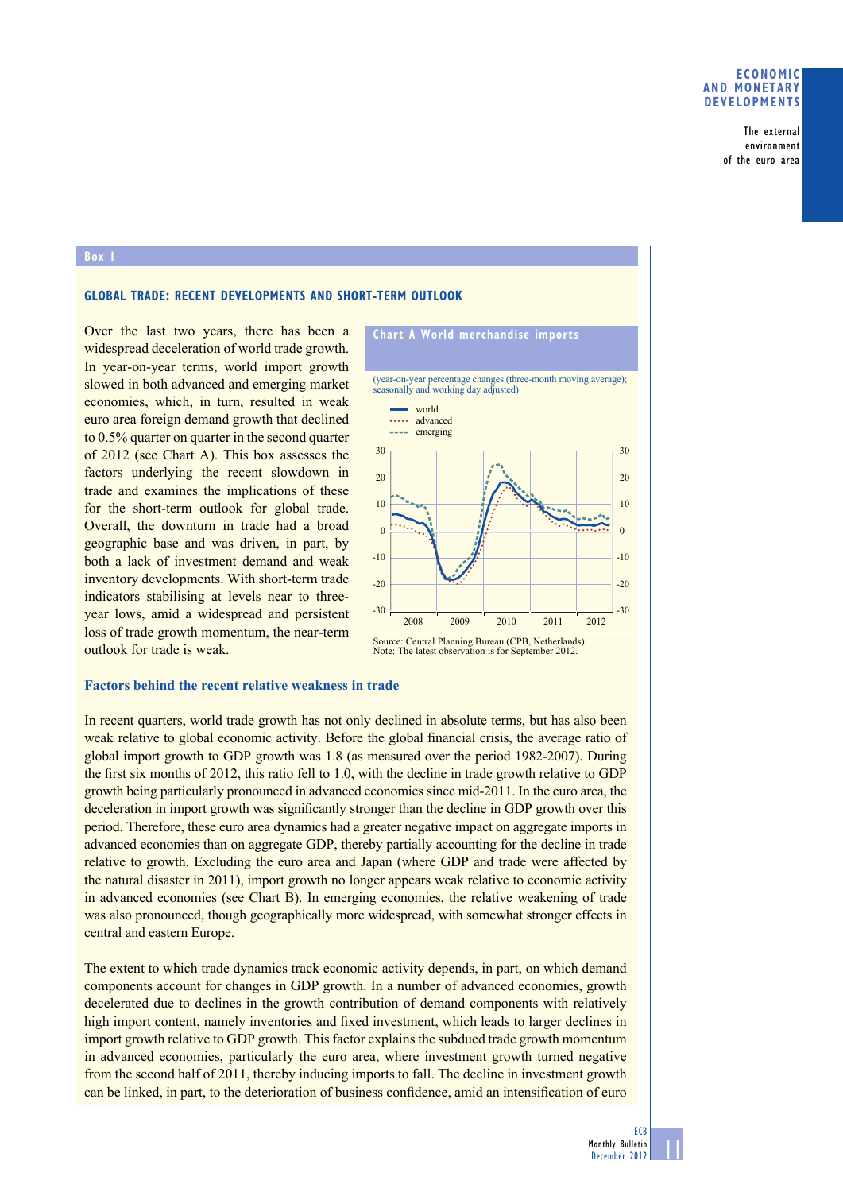Box 1

## GLOBAL TRADE: RECENT DEVELOPMENTS AND SHORT-TERM OUTLOOK

Over the last two years, there has been a widespread deceleration of world trade growth. In year-on-year terms, world import growth slowed in both advanced and emerging market economies, which, in turn, resulted in weak euro area foreign demand growth that declined to 0.5% quarter on quarter in the second quarter of 2012 (see Chart A). This box assesses the factors underlying the recent slowdown in trade and examines the implications of these for the short-term outlook for global trade. Overall, the downturn in trade had a broad geographic base and was driven, in part, by both a lack of investment demand and weak inventory developments. With short-term trade indicators stabilising at levels near to three-year lows, amid a widespread and persistent loss of trade growth momentum, the near-term outlook for trade is weak.

**Chart A World merchandise imports**

(year-on-year percentage changes (three-month moving average); seasonally and working day adjusted)

Source: Central Planning Bureau (CPB, Netherlands).
Note: The latest observation is for September 2012.

### Factors behind the recent relative weakness in trade

In recent quarters, world trade growth has not only declined in absolute terms, but has also been weak relative to global economic activity. Before the global financial crisis, the average ratio of global import growth to GDP growth was 1.8 (as measured over the period 1982-2007). During the first six months of 2012, this ratio fell to 1.0, with the decline in trade growth relative to GDP growth being particularly pronounced in advanced economies since mid-2011. In the euro area, the deceleration in import growth was significantly stronger than the decline in GDP growth over this period. Therefore, these euro area dynamics had a greater negative impact on aggregate imports in advanced economies than on aggregate GDP, thereby partially accounting for the decline in trade relative to growth. Excluding the euro area and Japan (where GDP and trade were affected by the natural disaster in 2011), import growth no longer appears weak relative to economic activity in advanced economies (see Chart B). In emerging economies, the relative weakening of trade was also pronounced, though geographically more widespread, with somewhat stronger effects in central and eastern Europe.

The extent to which trade dynamics track economic activity depends, in part, on which demand components account for changes in GDP growth. In a number of advanced economies, growth decelerated due to declines in the growth contribution of demand components with relatively high import content, namely inventories and fixed investment, which leads to larger declines in import growth relative to GDP growth. This factor explains the subdued trade growth momentum in advanced economies, particularly the euro area, where investment growth turned negative from the second half of 2011, thereby inducing imports to fall. The decline in investment growth can be linked, in part, to the deterioration of business confidence, amid an intensification of euro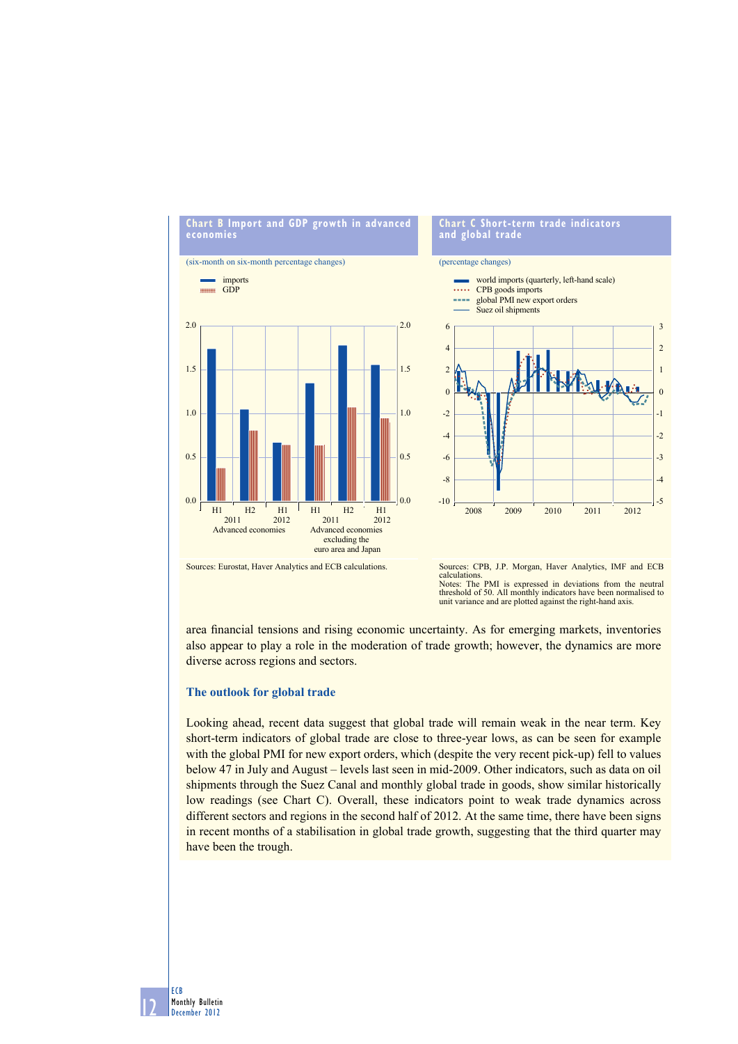**Chart B Import and GDP growth in advanced economies**

(six-month on six-month percentage changes)

imports
GDP

2.0
1.5
1.0
0.5
0.0

H1 H2 H1 H1 H2 H1
2011 2012 2011 2012
Advanced economies
Advanced economies excluding the euro area and Japan

Sources: Eurostat, Haver Analytics and ECB calculations.

**Chart C Short-term trade indicators and global trade**

(percentage changes)

world imports (quarterly, left-hand scale)
CPB goods imports
global PMI new export orders
Suez oil shipments

6 4 2 0 -2 -4 -6 -8 -10
3 2 1 0 -1 -2 -3 -4 -5

2008 2009 2010 2011 2012

Sources: CPB, J.P. Morgan, Haver Analytics, IMF and ECB calculations.
Notes: The PMI is expressed in deviations from the neutral threshold of 50. All monthly indicators have been normalised to unit variance and are plotted against the right-hand axis.

area financial tensions and rising economic uncertainty. As for emerging markets, inventories also appear to play a role in the moderation of trade growth; however, the dynamics are more diverse across regions and sectors.

## The outlook for global trade

Looking ahead, recent data suggest that global trade will remain weak in the near term. Key short-term indicators of global trade are close to three-year lows, as can be seen for example with the global PMI for new export orders, which (despite the very recent pick-up) fell to values below 47 in July and August – levels last seen in mid-2009. Other indicators, such as data on oil shipments through the Suez Canal and monthly global trade in goods, show similar historically low readings (see Chart C). Overall, these indicators point to weak trade dynamics across different sectors and regions in the second half of 2012. At the same time, there have been signs in recent months of a stabilisation in global trade growth, suggesting that the third quarter may have been the trough.